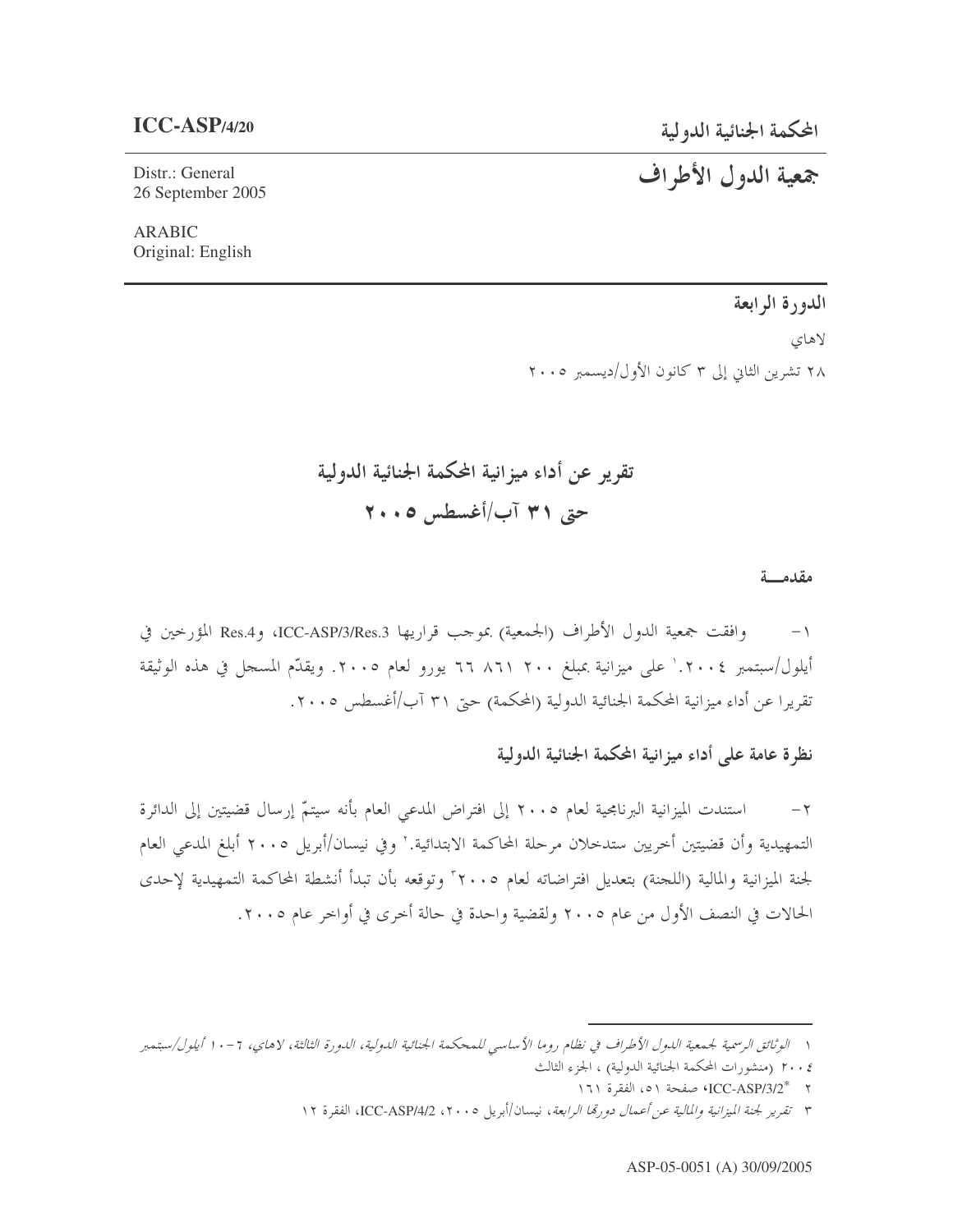**ICC-ASP/4/20**

Distr.: General
26 September 2005

ARABIC
Original: English

المحكمة الجنائية الدولية

# جمعية الدول الأطراف

**الدورة الرابعة**

لاهاي

٢٨ تشرين الثاني إلى ٣ كانون الأول/ديسمبر ٢٠٠٥

# تقرير عن أداء ميزانية المحكمة الجنائية الدولية حتى ٣١ آب/أغسطس ٢٠٠٥

**مقدمـــة**

١- وافقت جمعية الدول الأطراف (الجمعية) بموجب قراريها ICC-ASP/3/Res.3، وRes.4 المؤرخين في أيلول/سبتمبر ٢٠٠٤.[١] على ميزانية بمبلغ ٢٠٠ ٨٦١ ٦٦ يورو لعام ٢٠٠٥. ويقدّم المسجل في هذه الوثيقة تقريرا عن أداء ميزانية المحكمة الجنائية الدولية (المحكمة) حتى ٣١ آب/أغسطس ٢٠٠٥.

## نظرة عامة على أداء ميزانية المحكمة الجنائية الدولية

٢- استندت الميزانية البرنامجية لعام ٢٠٠٥ إلى افتراض المدعي العام بأنه سيتمّ إرسال قضيتين إلى الدائرة التمهيدية وأن قضيتين أخريين ستدخلان مرحلة المحاكمة الابتدائية.[٢] وفي نيسان/أبريل ٢٠٠٥ أبلغ المدعي العام لجنة الميزانية والمالية (اللجنة) بتعديل افتراضاته لعام ٢٠٠٥[٣] وتوقعه بأن تبدأ أنشطة المحاكمة التمهيدية لإحدى الحالات في النصف الأول من عام ٢٠٠٥ ولقضية واحدة في حالة أخرى في أواخر عام ٢٠٠٥.

---

١ *الوثائق الرسمية لجمعية الدول الأطراف في نظام روما الأساسي للمحكمة الجنائية الدولية، الدورة الثالثة، لاهاي، ٦-١٠ أيلول/سبتمبر ٢٠٠٤* (منشورات المحكمة الجنائية الدولية) ، الجزء الثالث

٢ *ICC-ASP/3/2، صفحة ٥١، الفقرة ١٦١

٣ *تقرير لجنة الميزانية والمالية عن أعمال دورتها الرابعة*، نيسان/أبريل ٢٠٠٥، ICC-ASP/4/2، الفقرة ١٢

ASP-05-0051 (A) 30/09/2005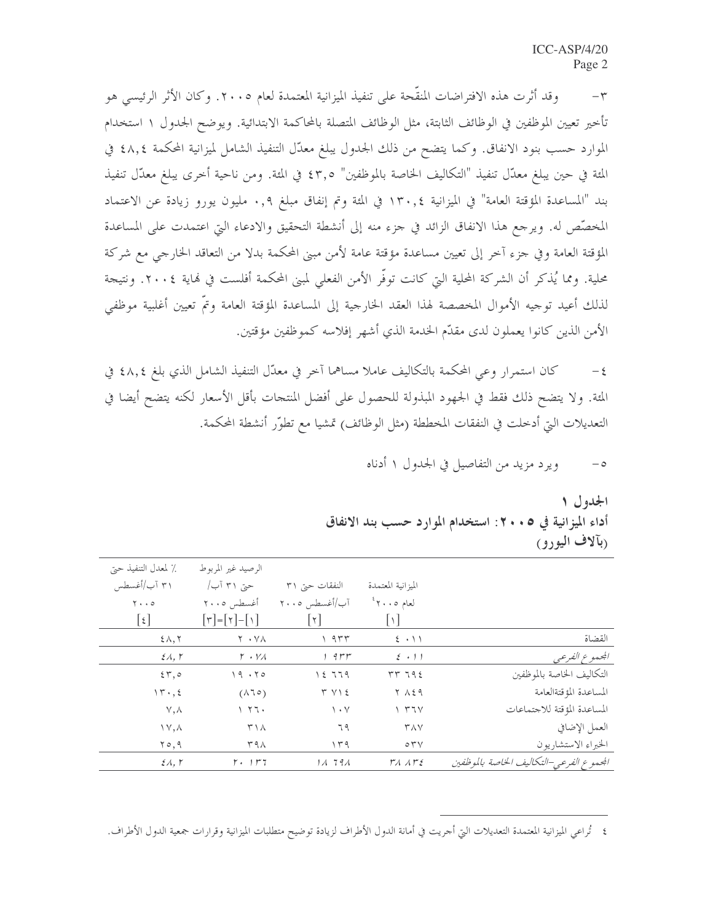٣- وقد أثرت هذه الافتراضات المنقّحة على تنفيذ الميزانية المعتمدة لعام ٢٠٠٥. وكان الأثر الرئيسي هو تأخير تعيين الموظفين في الوظائف الثابتة، مثل الوظائف المتصلة بالمحاكمة الابتدائية. ويوضح الجدول ١ استخدام الموارد حسب بنود الانفاق. وكما يتضح من ذلك الجدول يبلغ معدّل التنفيذ الشامل لميزانية المحكمة ٤٨,٤ في المئة في حين يبلغ معدّل تنفيذ "التكاليف الخاصة بالموظفين" ٤٣,٥ في المئة. ومن ناحية أخرى يبلغ معدّل تنفيذ بند "المساعدة المؤقتة العامة" في الميزانية ١٣٠,٤ في المئة وتم إنفاق مبلغ ٠,٩ مليون يورو زيادة عن الاعتماد المخصّص له. ويرجع هذا الانفاق الزائد في جزء منه إلى أنشطة التحقيق والادعاء التي اعتمدت على المساعدة المؤقتة العامة وفي جزء آخر إلى تعيين مساعدة مؤقتة عامة لأمن مبنى المحكمة بدلا من التعاقد الخارجي مع شركة محلية. ومما يُذكر أن الشركة المحلية التي كانت توفّر الأمن الفعلي لمبنى المحكمة أفلست في نهاية ٢٠٠٤. ونتيجة لذلك أعيد توجيه الأموال المخصصة لهذا العقد الخارجية إلى المساعدة المؤقتة العامة وتمّ تعيين أغلبية موظفي الأمن الذين كانوا يعملون لدى مقدّم الخدمة الذي أشهر إفلاسه كموظفين مؤقتين.

٤- كان استمرار وعي المحكمة بالتكاليف عاملا مساهما آخر في معدّل التنفيذ الشامل الذي بلغ ٤٨,٤ في المئة. ولا يتضح ذلك فقط في الجهود المبذولة للحصول على أفضل المنتجات بأقل الأسعار لكنه يتضح أيضا في التعديلات التي أدخلت في النفقات المخططة (مثل الوظائف) تمشيا مع تطوّر أنشطة المحكمة.

٥- ويرد مزيد من التفاصيل في الجدول ١ أدناه

**الجدول ١**
**أداء الميزانية في ٢٠٠٥: استخدام الموارد حسب بند الانفاق**
**(بآلاف اليورو)**

| | الميزانية المعتمدة لعام ٢٠٠٥[٤] [١] | النفقات حتى ٣١ آب/أغسطس ٢٠٠٥ [٢] | الرصيد غير المربوط حتى ٣١ آب/ أغسطس ٢٠٠٥ [٣]=[٢]-[١] | ٪ لمعدل التنفيذ حتى ٣١ آب/أغسطس ٢٠٠٥ [٤] |
|---|---|---|---|---|
| القضاة | ٤ ٠١١ | ١ ٩٣٣ | ٢ ٠٧٨ | ٤٨,٢ |
| *المجموع الفرعي* | *٤ ٠١١* | *١ ٩٣٣* | *٢ ٠٧٨* | *٤٨,٢* |
| التكاليف الخاصة بالموظفين | ٣٣ ٦٩٤ | ١٤ ٦٦٩ | ١٩ ٠٢٥ | ٤٣,٥ |
| المساعدة المؤقتةالعامة | ٢ ٨٤٩ | ٣ ٧١٤ | (٨٦٥) | ١٣٠,٤ |
| المساعدة المؤقتة للاجتماعات | ١ ٣٦٧ | ١٠٧ | ١ ٢٦٠ | ٧,٨ |
| العمل الإضافي | ٣٨٧ | ٦٩ | ٣١٨ | ١٧,٨ |
| الخبراء الاستشاريون | ٥٣٧ | ١٣٩ | ٣٩٨ | ٢٥,٩ |
| *المجموع الفرعي-التكاليف الخاصة بالموظفين* | *٣٨ ٨٣٤* | *١٨ ٦٩٨* | *٢٠ ١٣٦* | *٤٨,٢* |

٤ تُراعي الميزانية المعتمدة التعديلات التي أجريت في أمانة الدول الأطراف لزيادة توضيح متطلبات الميزانية وقرارات جمعية الدول الأطراف.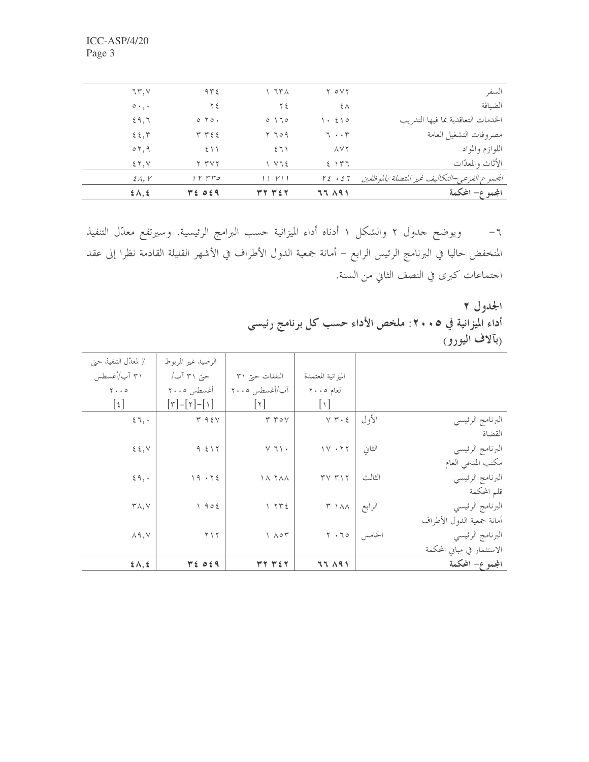| | | | | |
|---|---|---|---|---|
| السفر | ٢ ٥٧٢ | ١ ٦٣٨ | ٩٣٤ | ٦٣,٧ |
| الضيافة | ٤٨ | ٢٤ | ٢٤ | ٥٠,٠ |
| الخدمات التعاقدية بما فيها التدريب | ١٠ ٤١٥ | ٥ ١٦٥ | ٥ ٢٥٠ | ٤٩,٦ |
| مصروفات التشغيل العامة | ٦ ٠٠٣ | ٢ ٦٥٩ | ٣ ٣٤٤ | ٤٤,٣ |
| اللوازم والمواد | ٨٧٢ | ٤٦١ | ٤١١ | ٥٢,٩ |
| الأثاث والمعدّات | ٤ ١٣٦ | ١ ٧٦٤ | ٢ ٣٧٢ | ٤٢,٧ |
| *المجموع الفرعي-التكاليف غير المتصلة بالموظفين* | *٢٤ ٠٤٦* | *١١ ٧١١* | *١٢ ٣٣٥* | *٤٨,٧* |
| **المجموع- المحكمة** | **٦٦ ٨٩١** | **٣٢ ٣٤٢** | **٣٤ ٥٤٩** | **٤٨,٤** |

٦- ويوضح جدول ٢ والشكل ١ أدناه أداء الميزانية حسب البرامج الرئيسية. وسيرتفع معدّل التنفيذ المنخفض حاليا في البرنامج الرئيس الرابع - أمانة جمعية الدول الأطراف في الأشهر القليلة القادمة نظرا إلى عقد اجتماعات كبرى في النصف الثاني من السنة.

**الجدول ٢**
**أداء الميزانية في ٢٠٠٥: ملخص الأداء حسب كل برنامج رئيسي**
**(بآلاف اليورو)**

| | | الميزانية المعتمدة لعام ٢٠٠٥ [١] | النفقات حتى ٣١ آب/أغسطس ٢٠٠٥ [٢] | الرصيد غير المربوط حتى ٣١ آب/ أغسطس ٢٠٠٥ [٣]=[٢]-[١] | ٪ لمعدّل التنفيذ حتى ٣١ آب/أغسطس ٢٠٠٥ [٤] |
|---|---|---|---|---|---|
| البرنامج الرئيسي القضاة | الأول | ٧ ٣٠٤ | ٣ ٣٥٧ | ٣ ٩٤٧ | ٤٦,٠ |
| البرنامج الرئيسي مكتب المدعي العام | الثاني | ١٧ ٠٢٢ | ٧ ٦١٠ | ٩ ٤١٢ | ٤٤,٧ |
| البرنامج الرئيسي قلم المحكمة | الثالث | ٣٧ ٣١٢ | ١٨ ٢٨٨ | ١٩ ٠٢٤ | ٤٩,٠ |
| البرنامج الرئيسي أمانة جمعية الدول الأطراف | الرابع | ٣ ١٨٨ | ١ ٢٣٤ | ١ ٩٥٤ | ٣٨,٧ |
| البرنامج الرئيسي الاستثمار في مباني المحكمة | الخامس | ٢ ٠٦٥ | ١ ٨٥٣ | ٢١٢ | ٨٩,٧ |
| **المجموع- المحكمة** | | **٦٦ ٨٩١** | **٣٢ ٣٤٢** | **٣٤ ٥٤٩** | **٤٨,٤** |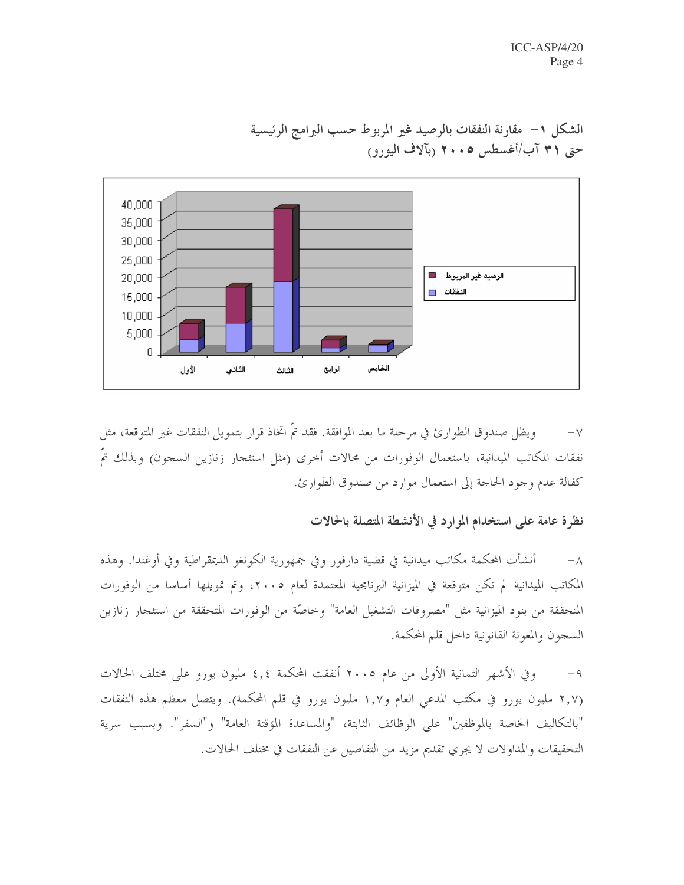**الشكل ١- مقارنة النفقات بالرصيد غير المربوط حسب البرامج الرئيسية حتى ٣١ آب/أغسطس ٢٠٠٥ (بآلاف اليورو)**

٧- ويظل صندوق الطوارئ في مرحلة ما بعد الموافقة. فقد تمّ اتخاذ قرار بتمويل النفقات غير المتوقعة، مثل نفقات المكاتب الميدانية، باستعمال الوفورات من مجالات أخرى (مثل استئجار زنازين السجون) وبذلك تمّ كفالة عدم وجود الحاجة إلى استعمال موارد من صندوق الطوارئ.

## نظرة عامة على استخدام الموارد في الأنشطة المتصلة بالحالات

٨- أنشأت المحكمة مكاتب ميدانية في قضية دارفور وفي جمهورية الكونغو الديمقراطية وفي أوغندا. وهذه المكاتب الميدانية لم تكن متوقعة في الميزانية البرنامجية المعتمدة لعام ٢٠٠٥، وتم تمويلها أساسا من الوفورات المتحققة من بنود الميزانية مثل "مصروفات التشغيل العامة" وخاصّة من الوفورات المتحققة من استئجار زنازين السجون والمعونة القانونية داخل قلم المحكمة.

٩- وفي الأشهر الثمانية الأولى من عام ٢٠٠٥ أنفقت المحكمة ٤,٤ مليون يورو على مختلف الحالات (٢,٧ مليون يورو في مكتب المدعي العام و١,٧ مليون يورو في قلم المحكمة). ويتصل معظم هذه النفقات "بالتكاليف الخاصة بالموظفين" على الوظائف الثابتة، "والمساعدة المؤقتة العامة" و"السفر". وبسبب سرية التحقيقات والمداولات لا يجري تقديم مزيد من التفاصيل عن النفقات في مختلف الحالات.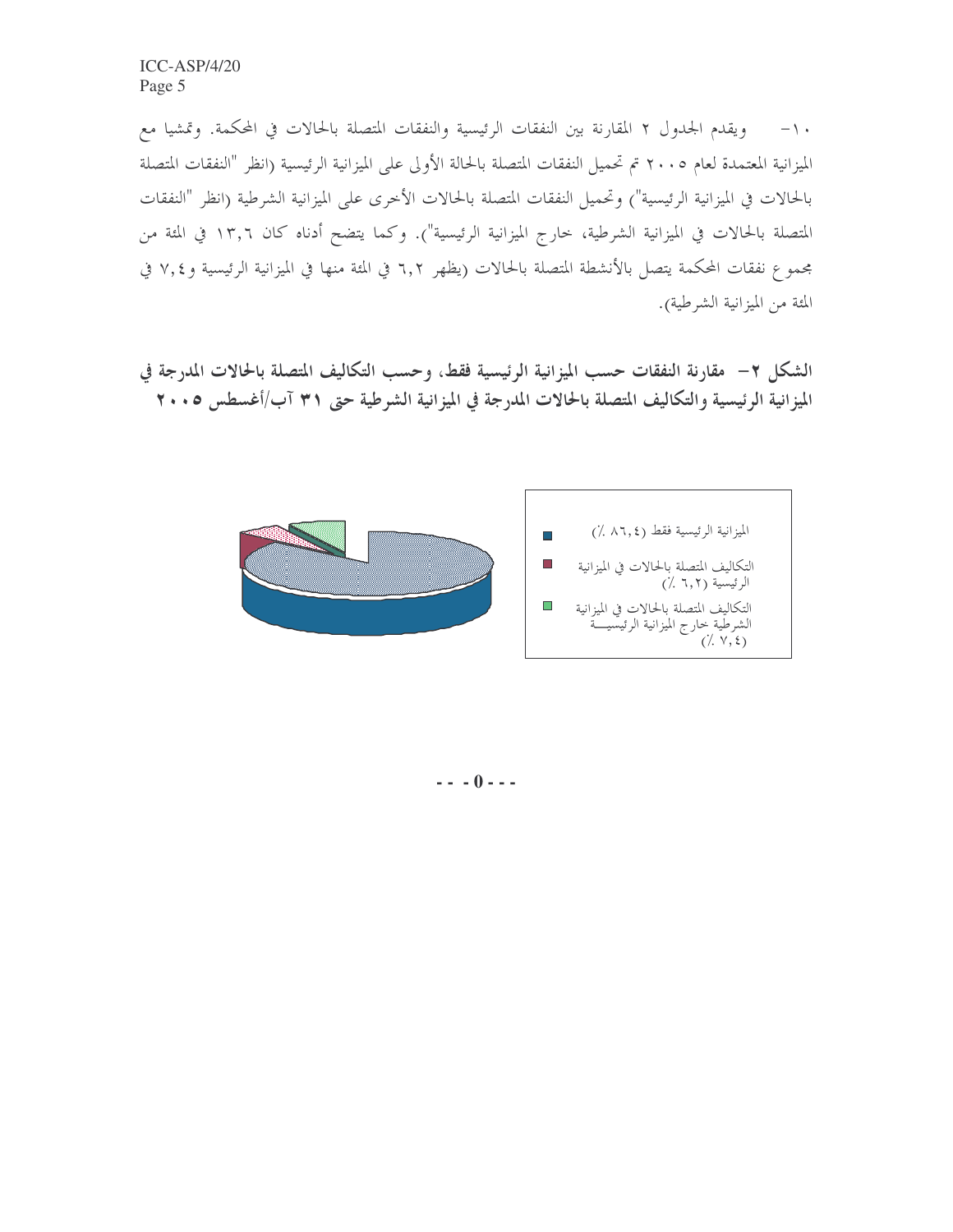١٠- ويقدم الجدول ٢ المقارنة بين النفقات الرئيسية والنفقات المتصلة بالحالات في المحكمة. وتمشيا مع الميزانية المعتمدة لعام ٢٠٠٥ تم تحميل النفقات المتصلة بالحالة الأولى على الميزانية الرئيسية (انظر "النفقات المتصلة بالحالات في الميزانية الرئيسية") وتحميل النفقات المتصلة بالحالات الأخرى على الميزانية الشرطية (انظر "النفقات المتصلة بالحالات في الميزانية الشرطية، خارج الميزانية الرئيسية"). وكما يتضح أدناه كان ١٣,٦ في المئة من مجموع نفقات المحكمة يتصل بالأنشطة المتصلة بالحالات (يظهر ٦,٢ في المئة منها في الميزانية الرئيسية و٧,٤ في المئة من الميزانية الشرطية).

**الشكل ٢- مقارنة النفقات حسب الميزانية الرئيسية فقط، وحسب التكاليف المتصلة بالحالات المدرجة في الميزانية الرئيسية والتكاليف المتصلة بالحالات المدرجة في الميزانية الشرطية حتى ٣١ آب/أغسطس ٢٠٠٥**

الميزانية الرئيسية فقط (٨٦,٤ ٪)

التكاليف المتصلة بالحالات في الميزانية الرئيسية (٦,٢ ٪)

التكاليف المتصلة بالحالات في الميزانية الشرطية خارج الميزانية الرئيسية (٧,٤ ٪)

-- - 0 - - -